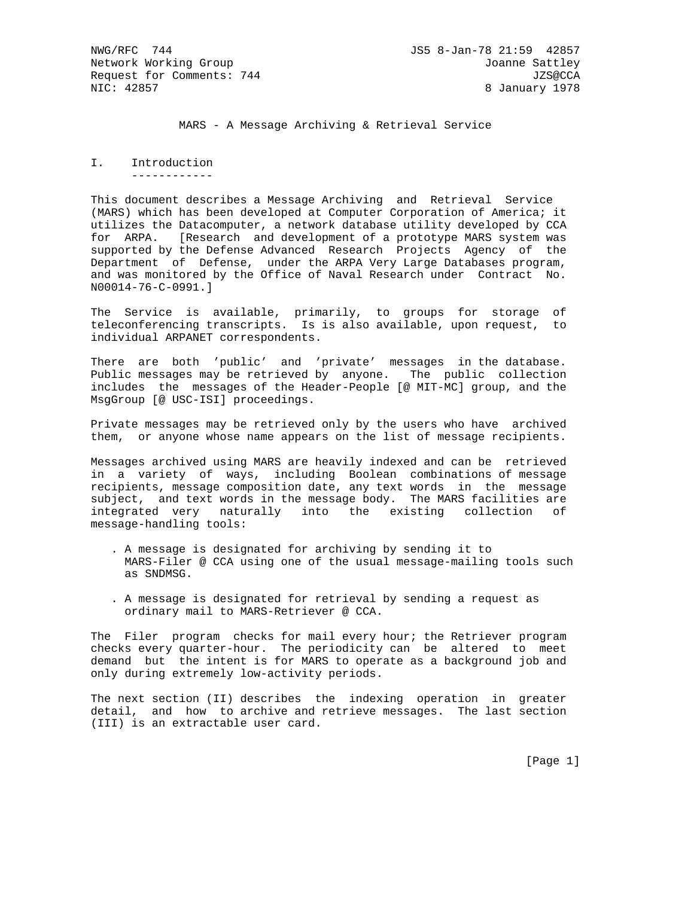NWG/RFC 744 JS5 8-Jan-78 21:59 42857
Network Working Group Joanne Sattley
Request for Comments: 744 JZS@CCA
NIC: 42857 8 January 1978

# MARS - A Message Archiving & Retrieval Service

## I. Introduction

This document describes a Message Archiving and Retrieval Service (MARS) which has been developed at Computer Corporation of America; it utilizes the Datacomputer, a network database utility developed by CCA for ARPA. [Research and development of a prototype MARS system was supported by the Defense Advanced Research Projects Agency of the Department of Defense, under the ARPA Very Large Databases program, and was monitored by the Office of Naval Research under Contract No. N00014-76-C-0991.]

The Service is available, primarily, to groups for storage of teleconferencing transcripts. Is is also available, upon request, to individual ARPANET correspondents.

There are both 'public' and 'private' messages in the database. Public messages may be retrieved by anyone. The public collection includes the messages of the Header-People [@ MIT-MC] group, and the MsgGroup [@ USC-ISI] proceedings.

Private messages may be retrieved only by the users who have archived them, or anyone whose name appears on the list of message recipients.

Messages archived using MARS are heavily indexed and can be retrieved in a variety of ways, including Boolean combinations of message recipients, message composition date, any text words in the message subject, and text words in the message body. The MARS facilities are integrated very naturally into the existing collection of message-handling tools:

- . A message is designated for archiving by sending it to MARS-Filer @ CCA using one of the usual message-mailing tools such as SNDMSG.
- . A message is designated for retrieval by sending a request as ordinary mail to MARS-Retriever @ CCA.

The Filer program checks for mail every hour; the Retriever program checks every quarter-hour. The periodicity can be altered to meet demand but the intent is for MARS to operate as a background job and only during extremely low-activity periods.

The next section (II) describes the indexing operation in greater detail, and how to archive and retrieve messages. The last section (III) is an extractable user card.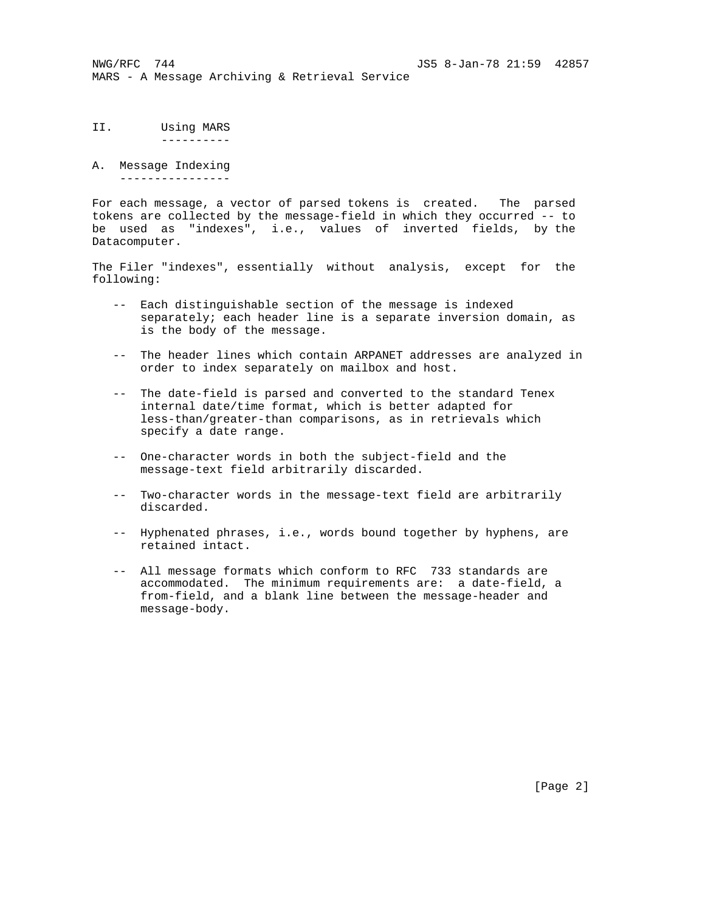## II. Using MARS

### A. Message Indexing

For each message, a vector of parsed tokens is created. The parsed tokens are collected by the message-field in which they occurred -- to be used as "indexes", i.e., values of inverted fields, by the Datacomputer.

The Filer "indexes", essentially without analysis, except for the following:

- Each distinguishable section of the message is indexed separately; each header line is a separate inversion domain, as is the body of the message.
- The header lines which contain ARPANET addresses are analyzed in order to index separately on mailbox and host.
- The date-field is parsed and converted to the standard Tenex internal date/time format, which is better adapted for less-than/greater-than comparisons, as in retrievals which specify a date range.
- One-character words in both the subject-field and the message-text field arbitrarily discarded.
- Two-character words in the message-text field are arbitrarily discarded.
- Hyphenated phrases, i.e., words bound together by hyphens, are retained intact.
- All message formats which conform to RFC 733 standards are accommodated. The minimum requirements are: a date-field, a from-field, and a blank line between the message-header and message-body.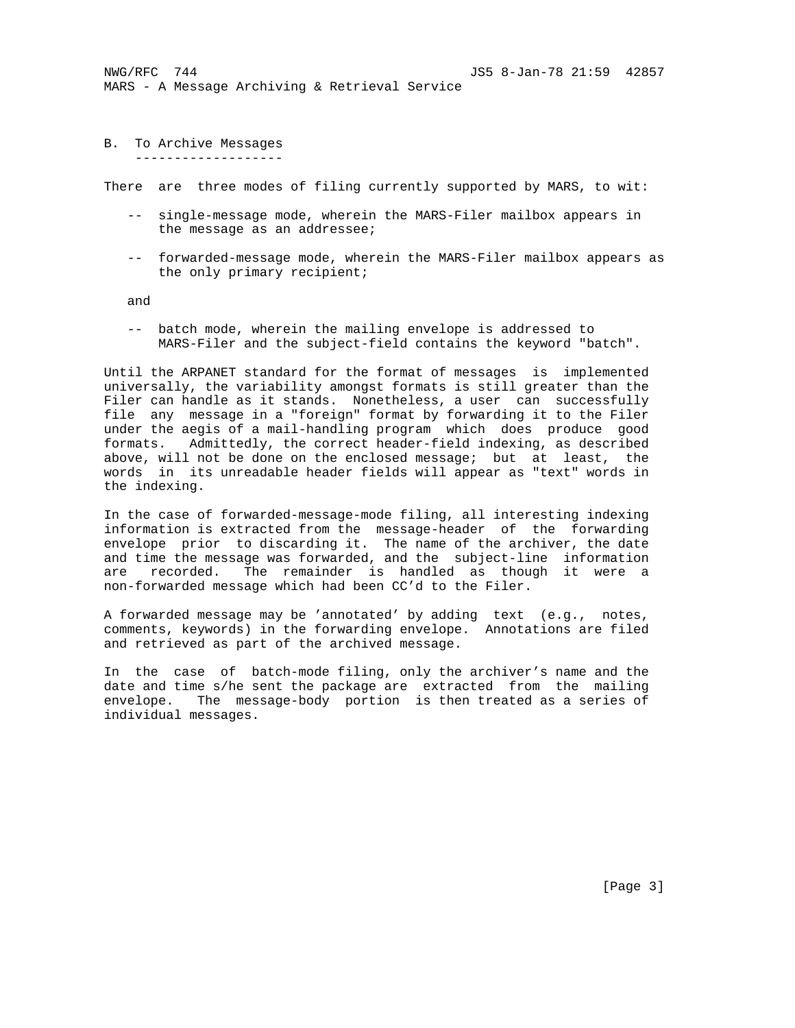## B. To Archive Messages

There are three modes of filing currently supported by MARS, to wit:

- -- single-message mode, wherein the MARS-Filer mailbox appears in the message as an addressee;
- -- forwarded-message mode, wherein the MARS-Filer mailbox appears as the only primary recipient;

and

- -- batch mode, wherein the mailing envelope is addressed to MARS-Filer and the subject-field contains the keyword "batch".

Until the ARPANET standard for the format of messages is implemented universally, the variability amongst formats is still greater than the Filer can handle as it stands. Nonetheless, a user can successfully file any message in a "foreign" format by forwarding it to the Filer under the aegis of a mail-handling program which does produce good formats. Admittedly, the correct header-field indexing, as described above, will not be done on the enclosed message; but at least, the words in its unreadable header fields will appear as "text" words in the indexing.

In the case of forwarded-message-mode filing, all interesting indexing information is extracted from the message-header of the forwarding envelope prior to discarding it. The name of the archiver, the date and time the message was forwarded, and the subject-line information are recorded. The remainder is handled as though it were a non-forwarded message which had been CC'd to the Filer.

A forwarded message may be 'annotated' by adding text (e.g., notes, comments, keywords) in the forwarding envelope. Annotations are filed and retrieved as part of the archived message.

In the case of batch-mode filing, only the archiver's name and the date and time s/he sent the package are extracted from the mailing envelope. The message-body portion is then treated as a series of individual messages.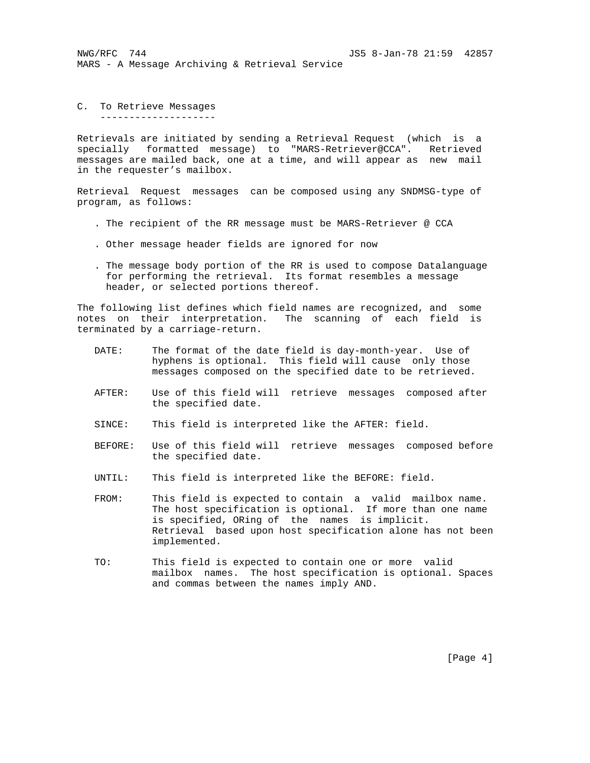## C. To Retrieve Messages

Retrievals are initiated by sending a Retrieval Request (which is a specially formatted message) to "MARS-Retriever@CCA". Retrieved messages are mailed back, one at a time, and will appear as new mail in the requester's mailbox.

Retrieval Request messages can be composed using any SNDMSG-type of program, as follows:

- The recipient of the RR message must be MARS-Retriever @ CCA
- Other message header fields are ignored for now
- The message body portion of the RR is used to compose Datalanguage for performing the retrieval. Its format resembles a message header, or selected portions thereof.

The following list defines which field names are recognized, and some notes on their interpretation. The scanning of each field is terminated by a carriage-return.

- **DATE:** The format of the date field is day-month-year. Use of hyphens is optional. This field will cause only those messages composed on the specified date to be retrieved.
- **AFTER:** Use of this field will retrieve messages composed after the specified date.
- **SINCE:** This field is interpreted like the AFTER: field.
- **BEFORE:** Use of this field will retrieve messages composed before the specified date.
- **UNTIL:** This field is interpreted like the BEFORE: field.
- **FROM:** This field is expected to contain a valid mailbox name. The host specification is optional. If more than one name is specified, ORing of the names is implicit. Retrieval based upon host specification alone has not been implemented.
- **TO:** This field is expected to contain one or more valid mailbox names. The host specification is optional. Spaces and commas between the names imply AND.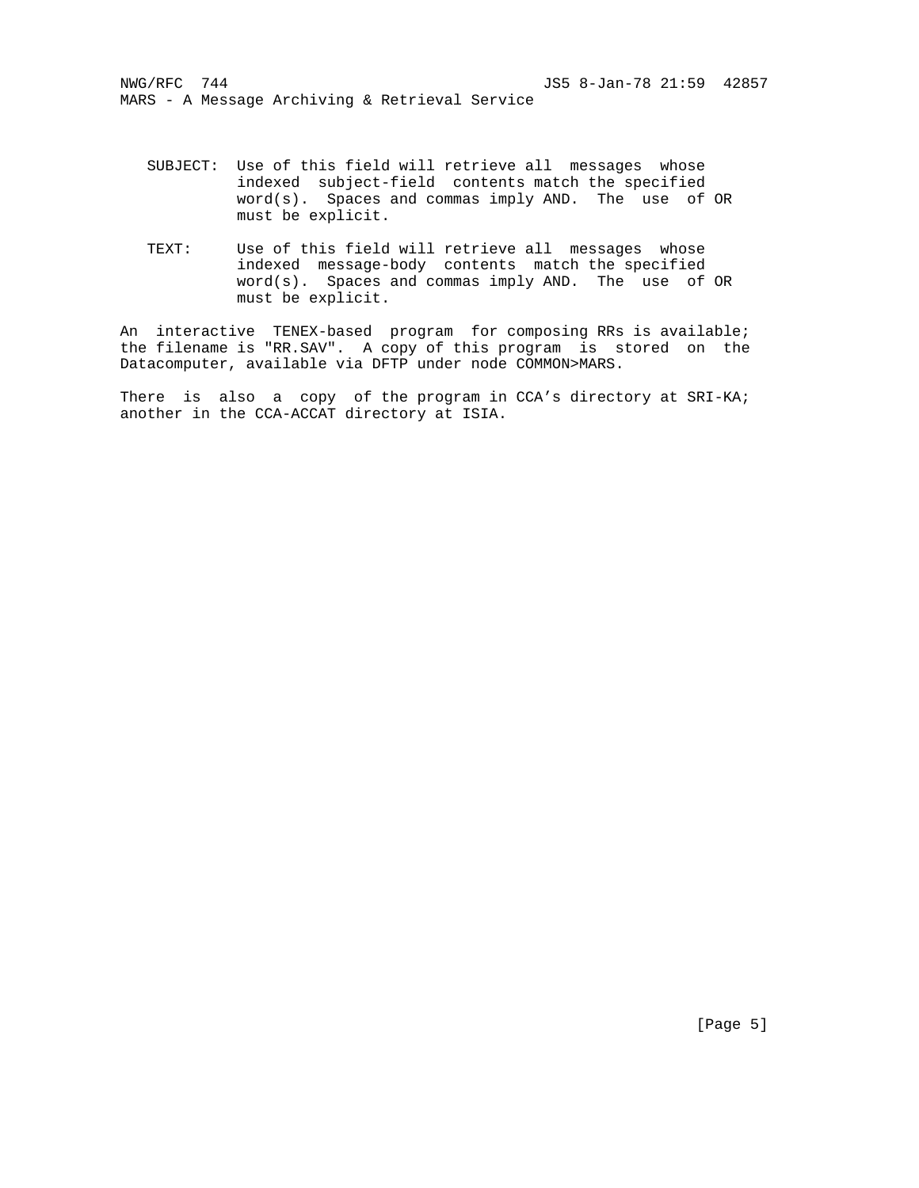SUBJECT: Use of this field will retrieve all messages whose indexed subject-field contents match the specified word(s). Spaces and commas imply AND. The use of OR must be explicit.

TEXT: Use of this field will retrieve all messages whose indexed message-body contents match the specified word(s). Spaces and commas imply AND. The use of OR must be explicit.

An interactive TENEX-based program for composing RRs is available; the filename is "RR.SAV". A copy of this program is stored on the Datacomputer, available via DFTP under node COMMON>MARS.

There is also a copy of the program in CCA's directory at SRI-KA; another in the CCA-ACCAT directory at ISIA.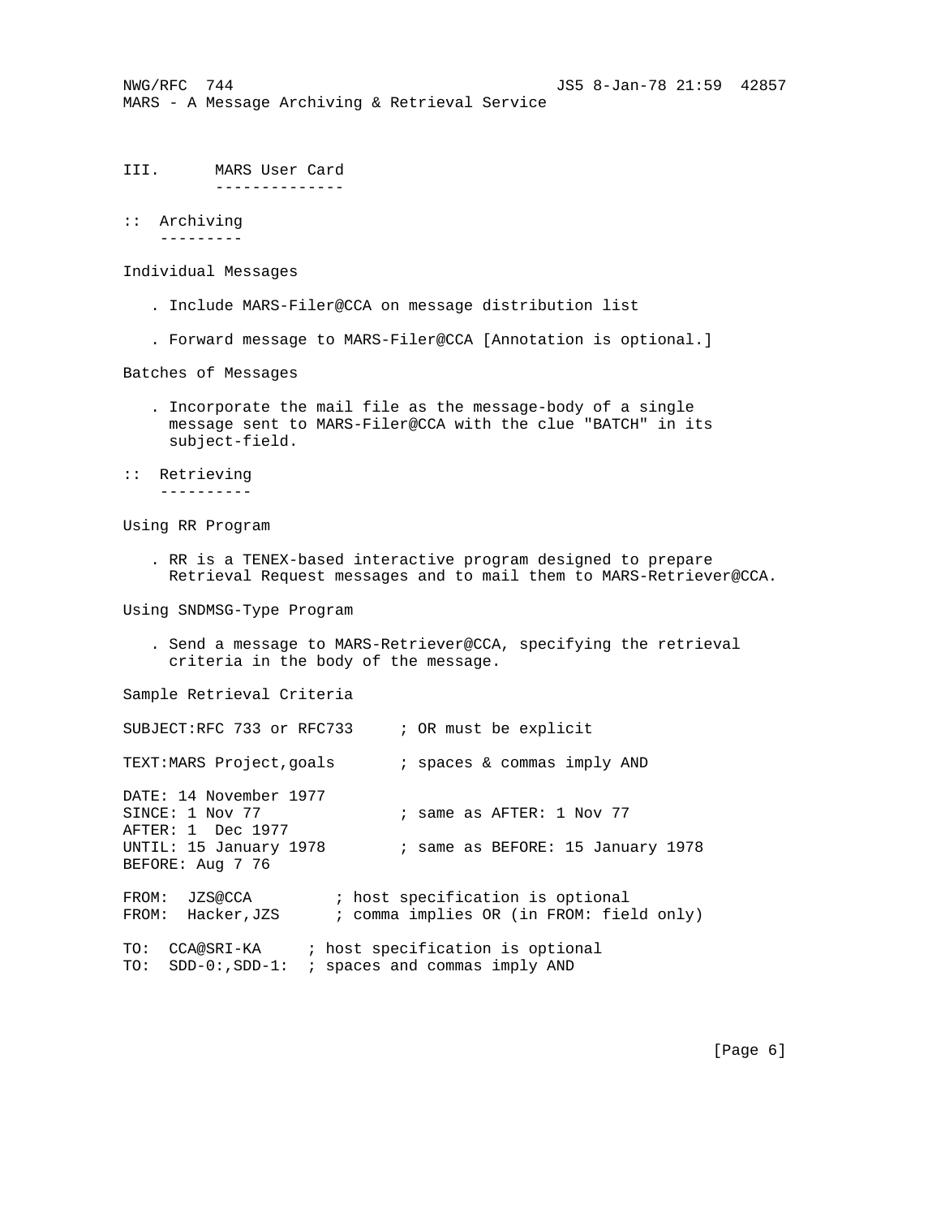## III. MARS User Card

### :: Archiving

Individual Messages

- . Include MARS-Filer@CCA on message distribution list
- . Forward message to MARS-Filer@CCA [Annotation is optional.]

Batches of Messages

- . Incorporate the mail file as the message-body of a single message sent to MARS-Filer@CCA with the clue "BATCH" in its subject-field.

### :: Retrieving

Using RR Program

- . RR is a TENEX-based interactive program designed to prepare Retrieval Request messages and to mail them to MARS-Retriever@CCA.

Using SNDMSG-Type Program

- . Send a message to MARS-Retriever@CCA, specifying the retrieval criteria in the body of the message.

Sample Retrieval Criteria

```
SUBJECT:RFC 733 or RFC733     ; OR must be explicit

TEXT:MARS Project,goals       ; spaces & commas imply AND

DATE: 14 November 1977
SINCE: 1 Nov 77               ; same as AFTER: 1 Nov 77
AFTER: 1  Dec 1977
UNTIL: 15 January 1978        ; same as BEFORE: 15 January 1978
BEFORE: Aug 7 76

FROM:  JZS@CCA         ; host specification is optional
FROM:  Hacker,JZS      ; comma implies OR (in FROM: field only)

TO:  CCA@SRI-KA     ; host specification is optional
TO:  SDD-0:,SDD-1:  ; spaces and commas imply AND
```